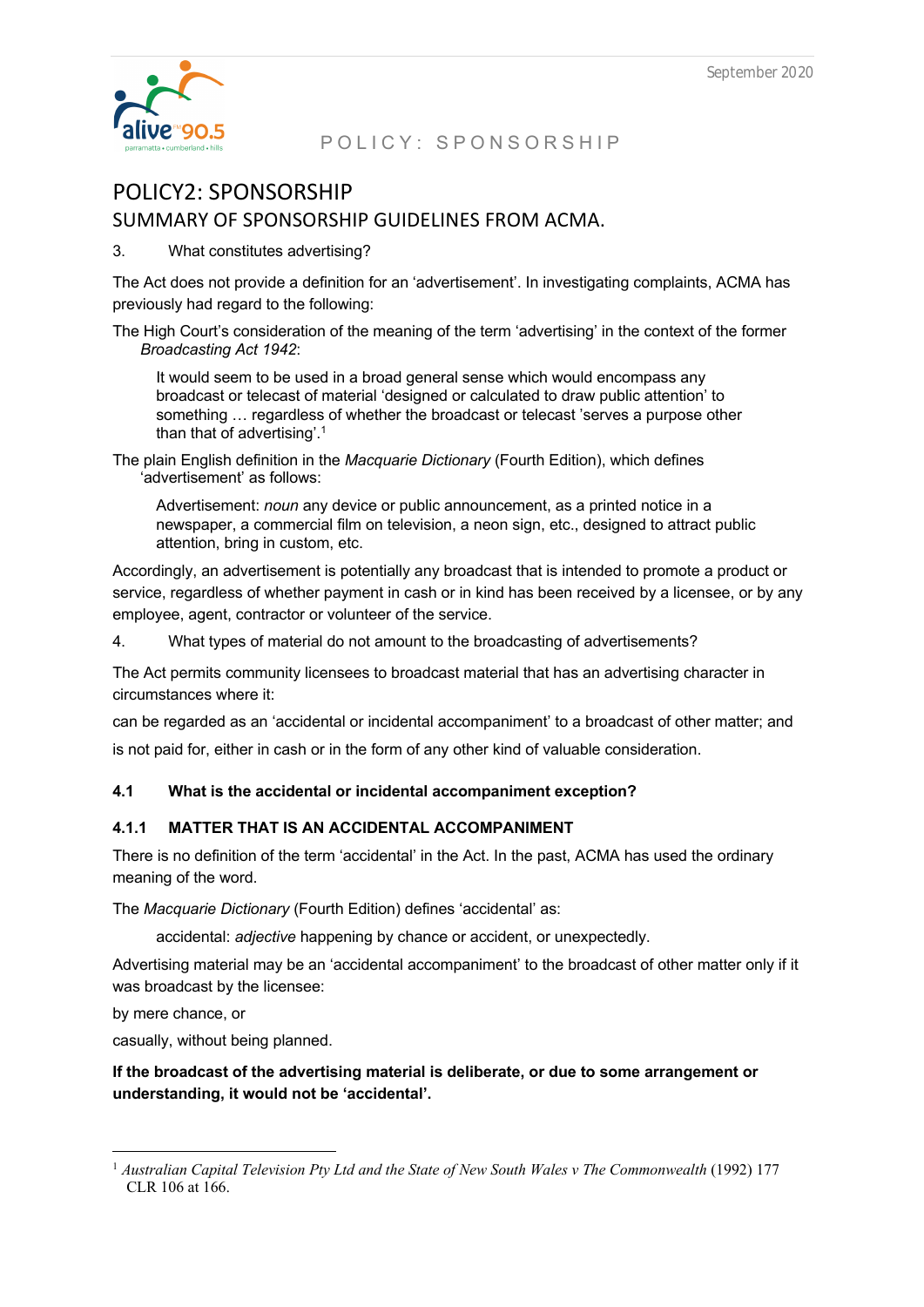# POLICY2: SPONSORSHIP

## SUMMARY OF SPONSORSHIP GUIDELINES FROM ACMA.

3. What constitutes advertising?

The Act does not provide a definition for an 'advertisement'. In investigating complaints, ACMA has previously had regard to the following:

The High Court's consideration of the meaning of the term 'advertising' in the context of the former *Broadcasting Act 1942*:

> It would seem to be used in a broad general sense which would encompass any broadcast or telecast of material 'designed or calculated to draw public attention' to something … regardless of whether the broadcast or telecast 'serves a purpose other than that of advertising'.[1]

The plain English definition in the *Macquarie Dictionary* (Fourth Edition), which defines 'advertisement' as follows:

> Advertisement: *noun* any device or public announcement, as a printed notice in a newspaper, a commercial film on television, a neon sign, etc., designed to attract public attention, bring in custom, etc.

Accordingly, an advertisement is potentially any broadcast that is intended to promote a product or service, regardless of whether payment in cash or in kind has been received by a licensee, or by any employee, agent, contractor or volunteer of the service.

4. What types of material do not amount to the broadcasting of advertisements?

The Act permits community licensees to broadcast material that has an advertising character in circumstances where it:

can be regarded as an 'accidental or incidental accompaniment' to a broadcast of other matter; and

is not paid for, either in cash or in the form of any other kind of valuable consideration.

### 4.1 What is the accidental or incidental accompaniment exception?

#### 4.1.1 MATTER THAT IS AN ACCIDENTAL ACCOMPANIMENT

There is no definition of the term 'accidental' in the Act. In the past, ACMA has used the ordinary meaning of the word.

The *Macquarie Dictionary* (Fourth Edition) defines 'accidental' as:

> accidental: *adjective* happening by chance or accident, or unexpectedly.

Advertising material may be an 'accidental accompaniment' to the broadcast of other matter only if it was broadcast by the licensee:

by mere chance, or

casually, without being planned.

**If the broadcast of the advertising material is deliberate, or due to some arrangement or understanding, it would not be 'accidental'.**

---

[1] *Australian Capital Television Pty Ltd and the State of New South Wales v The Commonwealth* (1992) 177 CLR 106 at 166.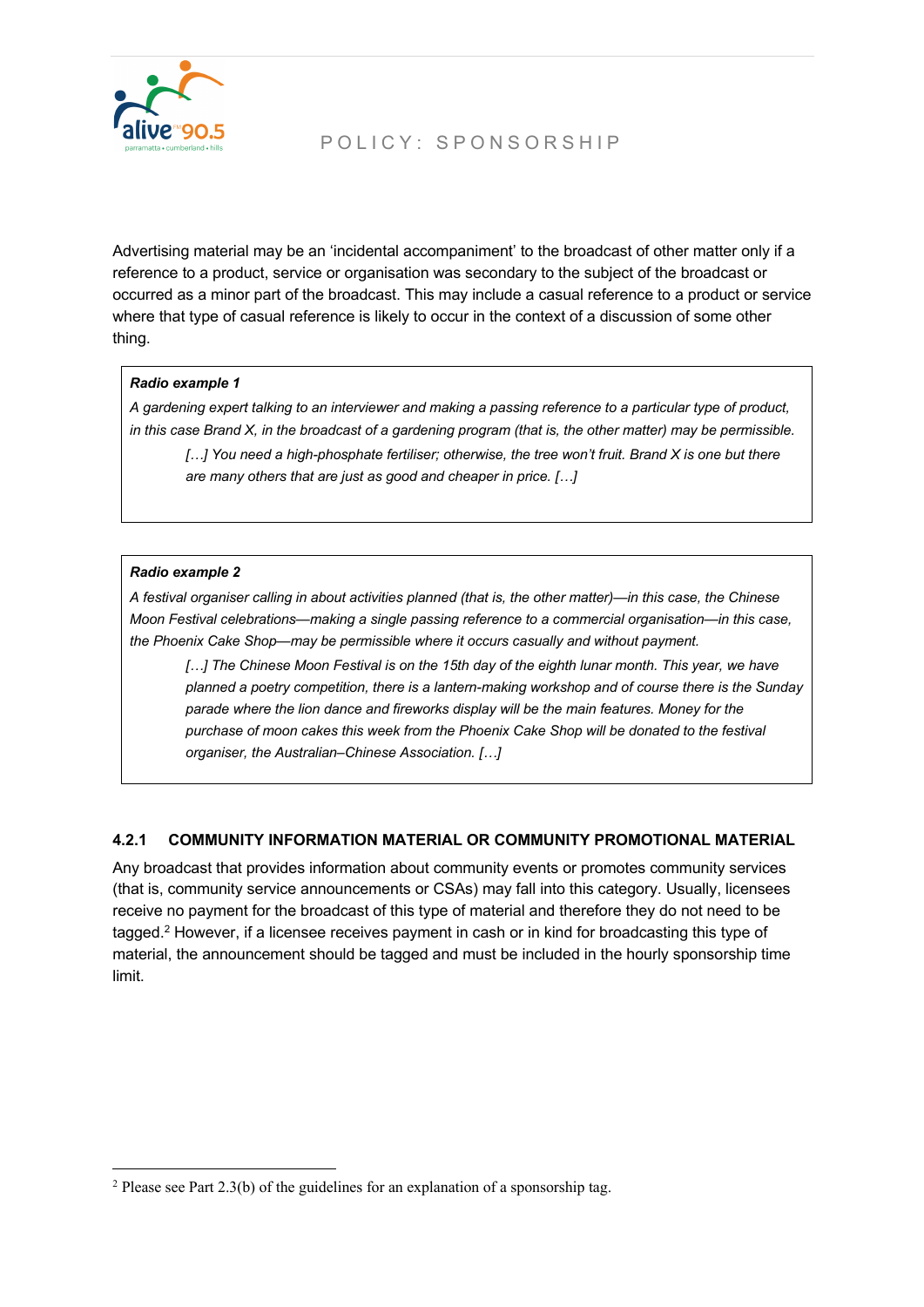Advertising material may be an 'incidental accompaniment' to the broadcast of other matter only if a reference to a product, service or organisation was secondary to the subject of the broadcast or occurred as a minor part of the broadcast. This may include a casual reference to a product or service where that type of casual reference is likely to occur in the context of a discussion of some other thing.

> ***Radio example 1***
>
> *A gardening expert talking to an interviewer and making a passing reference to a particular type of product, in this case Brand X, in the broadcast of a gardening program (that is, the other matter) may be permissible.*
>
> > *[…] You need a high-phosphate fertiliser; otherwise, the tree won't fruit. Brand X is one but there are many others that are just as good and cheaper in price. […]*

> ***Radio example 2***
>
> *A festival organiser calling in about activities planned (that is, the other matter)—in this case, the Chinese Moon Festival celebrations—making a single passing reference to a commercial organisation—in this case, the Phoenix Cake Shop—may be permissible where it occurs casually and without payment.*
>
> > *[…] The Chinese Moon Festival is on the 15th day of the eighth lunar month. This year, we have planned a poetry competition, there is a lantern-making workshop and of course there is the Sunday parade where the lion dance and fireworks display will be the main features. Money for the purchase of moon cakes this week from the Phoenix Cake Shop will be donated to the festival organiser, the Australian–Chinese Association. […]*

### 4.2.1 COMMUNITY INFORMATION MATERIAL OR COMMUNITY PROMOTIONAL MATERIAL

Any broadcast that provides information about community events or promotes community services (that is, community service announcements or CSAs) may fall into this category. Usually, licensees receive no payment for the broadcast of this type of material and therefore they do not need to be tagged.[2] However, if a licensee receives payment in cash or in kind for broadcasting this type of material, the announcement should be tagged and must be included in the hourly sponsorship time limit.

---

[2] Please see Part 2.3(b) of the guidelines for an explanation of a sponsorship tag.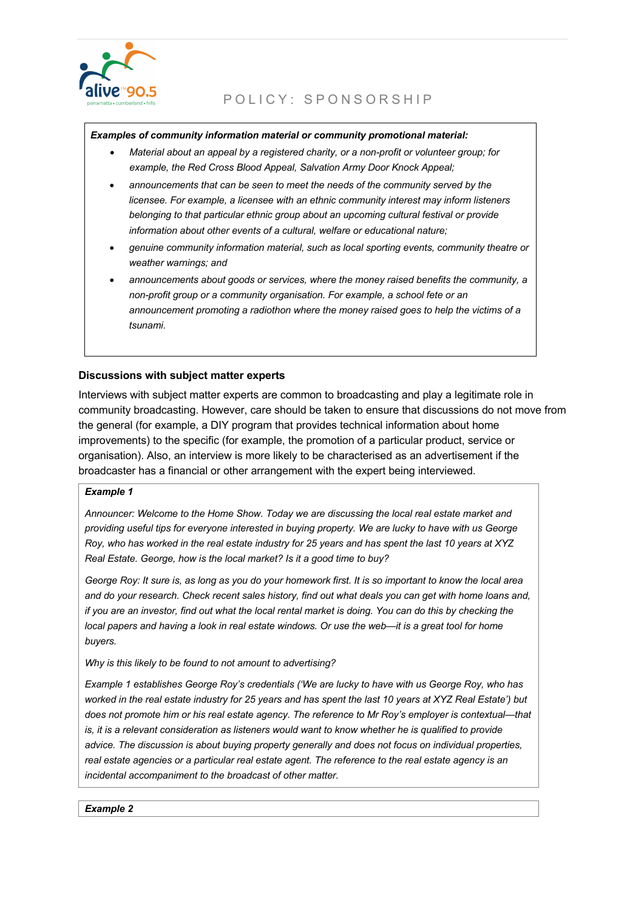***Examples of community information material or community promotional material:***

- *Material about an appeal by a registered charity, or a non-profit or volunteer group; for example, the Red Cross Blood Appeal, Salvation Army Door Knock Appeal;*
- *announcements that can be seen to meet the needs of the community served by the licensee. For example, a licensee with an ethnic community interest may inform listeners belonging to that particular ethnic group about an upcoming cultural festival or provide information about other events of a cultural, welfare or educational nature;*
- *genuine community information material, such as local sporting events, community theatre or weather warnings; and*
- *announcements about goods or services, where the money raised benefits the community, a non-profit group or a community organisation. For example, a school fete or an announcement promoting a radiothon where the money raised goes to help the victims of a tsunami.*

### Discussions with subject matter experts

Interviews with subject matter experts are common to broadcasting and play a legitimate role in community broadcasting. However, care should be taken to ensure that discussions do not move from the general (for example, a DIY program that provides technical information about home improvements) to the specific (for example, the promotion of a particular product, service or organisation). Also, an interview is more likely to be characterised as an advertisement if the broadcaster has a financial or other arrangement with the expert being interviewed.

***Example 1***

*Announcer: Welcome to the Home Show. Today we are discussing the local real estate market and providing useful tips for everyone interested in buying property. We are lucky to have with us George Roy, who has worked in the real estate industry for 25 years and has spent the last 10 years at XYZ Real Estate. George, how is the local market? Is it a good time to buy?*

*George Roy: It sure is, as long as you do your homework first. It is so important to know the local area and do your research. Check recent sales history, find out what deals you can get with home loans and, if you are an investor, find out what the local rental market is doing. You can do this by checking the local papers and having a look in real estate windows. Or use the web—it is a great tool for home buyers.*

*Why is this likely to be found to not amount to advertising?*

*Example 1 establishes George Roy's credentials ('We are lucky to have with us George Roy, who has worked in the real estate industry for 25 years and has spent the last 10 years at XYZ Real Estate') but does not promote him or his real estate agency. The reference to Mr Roy's employer is contextual—that is, it is a relevant consideration as listeners would want to know whether he is qualified to provide advice. The discussion is about buying property generally and does not focus on individual properties, real estate agencies or a particular real estate agent. The reference to the real estate agency is an incidental accompaniment to the broadcast of other matter.*

***Example 2***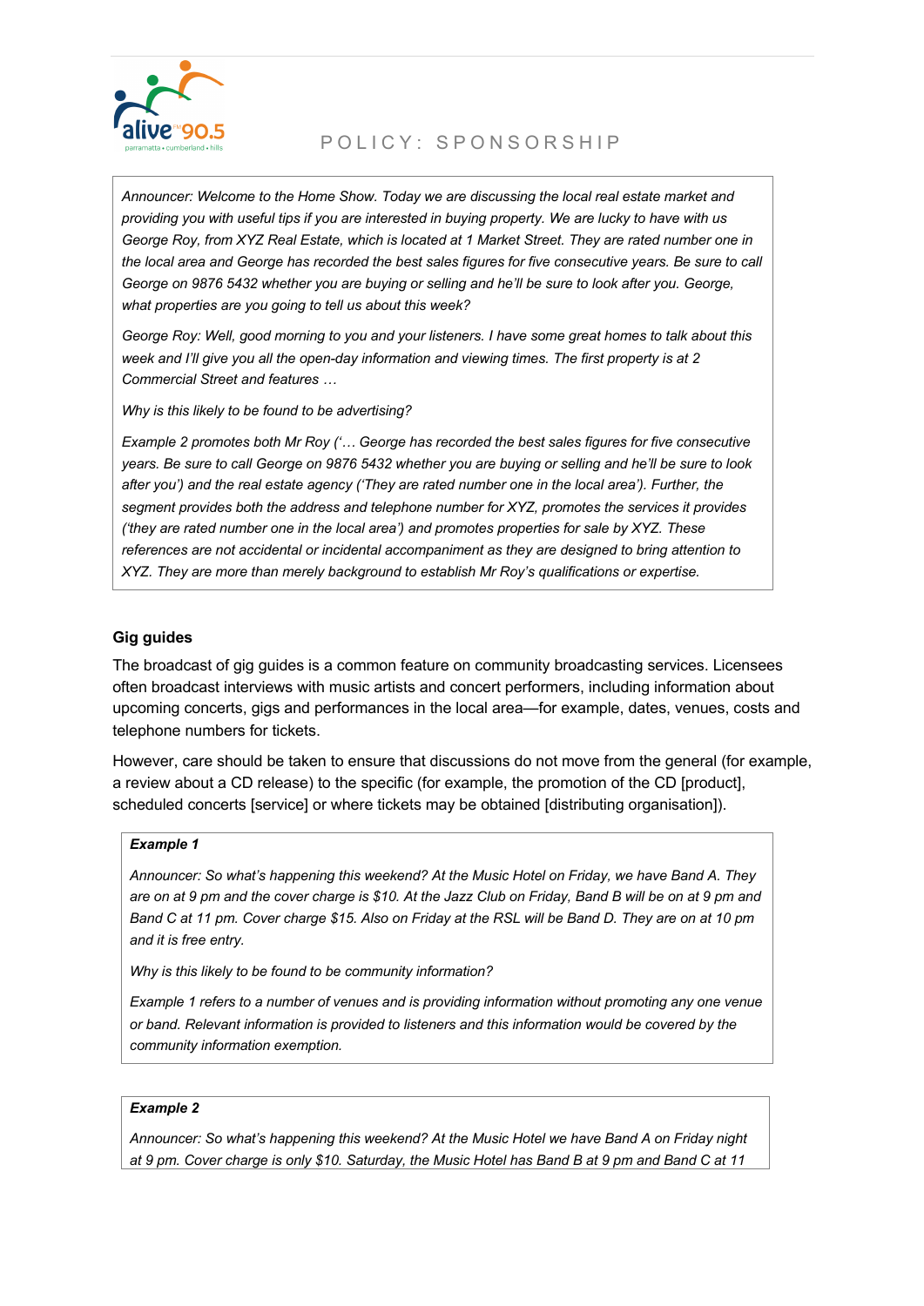*Announcer: Welcome to the Home Show. Today we are discussing the local real estate market and providing you with useful tips if you are interested in buying property. We are lucky to have with us George Roy, from XYZ Real Estate, which is located at 1 Market Street. They are rated number one in the local area and George has recorded the best sales figures for five consecutive years. Be sure to call George on 9876 5432 whether you are buying or selling and he'll be sure to look after you. George, what properties are you going to tell us about this week?*

*George Roy: Well, good morning to you and your listeners. I have some great homes to talk about this week and I'll give you all the open-day information and viewing times. The first property is at 2 Commercial Street and features …*

*Why is this likely to be found to be advertising?*

*Example 2 promotes both Mr Roy ('… George has recorded the best sales figures for five consecutive years. Be sure to call George on 9876 5432 whether you are buying or selling and he'll be sure to look after you') and the real estate agency ('They are rated number one in the local area'). Further, the segment provides both the address and telephone number for XYZ, promotes the services it provides ('they are rated number one in the local area') and promotes properties for sale by XYZ. These references are not accidental or incidental accompaniment as they are designed to bring attention to XYZ. They are more than merely background to establish Mr Roy's qualifications or expertise.*

### Gig guides

The broadcast of gig guides is a common feature on community broadcasting services. Licensees often broadcast interviews with music artists and concert performers, including information about upcoming concerts, gigs and performances in the local area—for example, dates, venues, costs and telephone numbers for tickets.

However, care should be taken to ensure that discussions do not move from the general (for example, a review about a CD release) to the specific (for example, the promotion of the CD [product], scheduled concerts [service] or where tickets may be obtained [distributing organisation]).

***Example 1***

*Announcer: So what's happening this weekend? At the Music Hotel on Friday, we have Band A. They are on at 9 pm and the cover charge is $10. At the Jazz Club on Friday, Band B will be on at 9 pm and Band C at 11 pm. Cover charge $15. Also on Friday at the RSL will be Band D. They are on at 10 pm and it is free entry.*

*Why is this likely to be found to be community information?*

*Example 1 refers to a number of venues and is providing information without promoting any one venue or band. Relevant information is provided to listeners and this information would be covered by the community information exemption.*

***Example 2***

*Announcer: So what's happening this weekend? At the Music Hotel we have Band A on Friday night at 9 pm. Cover charge is only $10. Saturday, the Music Hotel has Band B at 9 pm and Band C at 11*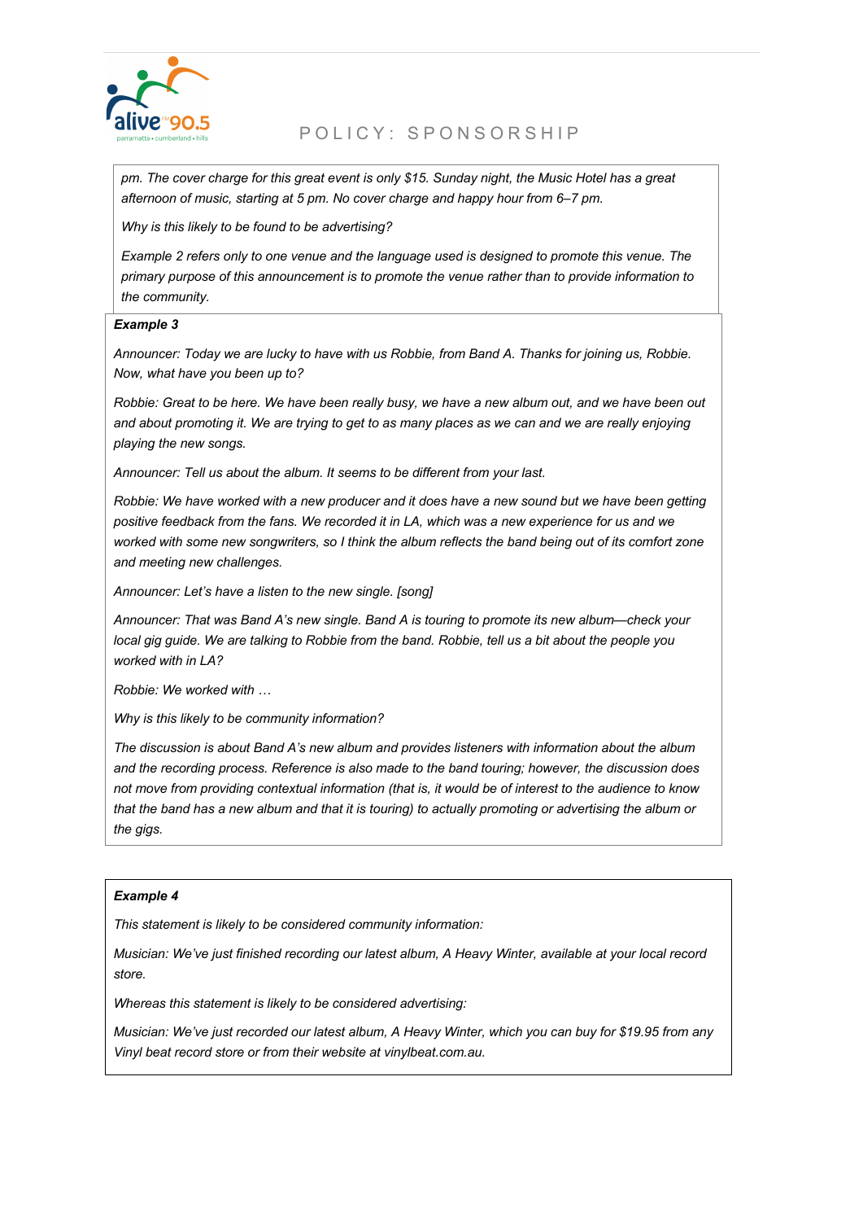*pm. The cover charge for this great event is only $15. Sunday night, the Music Hotel has a great afternoon of music, starting at 5 pm. No cover charge and happy hour from 6–7 pm.*

*Why is this likely to be found to be advertising?*

*Example 2 refers only to one venue and the language used is designed to promote this venue. The primary purpose of this announcement is to promote the venue rather than to provide information to the community.*

***Example 3***

*Announcer: Today we are lucky to have with us Robbie, from Band A. Thanks for joining us, Robbie. Now, what have you been up to?*

*Robbie: Great to be here. We have been really busy, we have a new album out, and we have been out and about promoting it. We are trying to get to as many places as we can and we are really enjoying playing the new songs.*

*Announcer: Tell us about the album. It seems to be different from your last.*

*Robbie: We have worked with a new producer and it does have a new sound but we have been getting positive feedback from the fans. We recorded it in LA, which was a new experience for us and we worked with some new songwriters, so I think the album reflects the band being out of its comfort zone and meeting new challenges.*

*Announcer: Let's have a listen to the new single. [song]*

*Announcer: That was Band A's new single. Band A is touring to promote its new album—check your local gig guide. We are talking to Robbie from the band. Robbie, tell us a bit about the people you worked with in LA?*

*Robbie: We worked with …*

*Why is this likely to be community information?*

*The discussion is about Band A's new album and provides listeners with information about the album and the recording process. Reference is also made to the band touring; however, the discussion does not move from providing contextual information (that is, it would be of interest to the audience to know that the band has a new album and that it is touring) to actually promoting or advertising the album or the gigs.*

***Example 4***

*This statement is likely to be considered community information:*

*Musician: We've just finished recording our latest album, A Heavy Winter, available at your local record store.*

*Whereas this statement is likely to be considered advertising:*

*Musician: We've just recorded our latest album, A Heavy Winter, which you can buy for $19.95 from any Vinyl beat record store or from their website at vinylbeat.com.au.*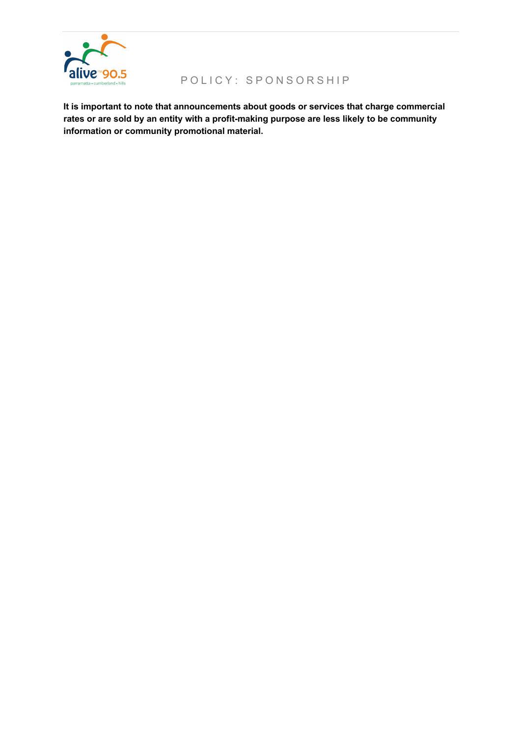**It is important to note that announcements about goods or services that charge commercial rates or are sold by an entity with a profit-making purpose are less likely to be community information or community promotional material.**